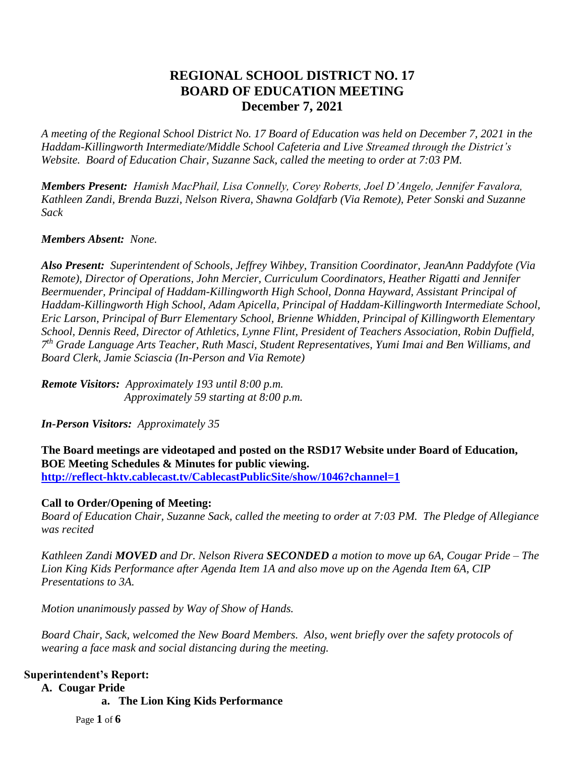# REGIONAL SCHOOL DISTRICT NO. 17
# BOARD OF EDUCATION MEETING
# December 7, 2021

*A meeting of the Regional School District No. 17 Board of Education was held on December 7, 2021 in the Haddam-Killingworth Intermediate/Middle School Cafeteria and Live Streamed through the District's Website. Board of Education Chair, Suzanne Sack, called the meeting to order at 7:03 PM.*

***Members Present:*** *Hamish MacPhail, Lisa Connelly, Corey Roberts, Joel D'Angelo, Jennifer Favalora, Kathleen Zandi, Brenda Buzzi, Nelson Rivera, Shawna Goldfarb (Via Remote), Peter Sonski and Suzanne Sack*

***Members Absent:*** *None.*

***Also Present:*** *Superintendent of Schools, Jeffrey Wihbey, Transition Coordinator, JeanAnn Paddyfote (Via Remote), Director of Operations, John Mercier, Curriculum Coordinators, Heather Rigatti and Jennifer Beermuender, Principal of Haddam-Killingworth High School, Donna Hayward, Assistant Principal of Haddam-Killingworth High School, Adam Apicella, Principal of Haddam-Killingworth Intermediate School, Eric Larson, Principal of Burr Elementary School, Brienne Whidden, Principal of Killingworth Elementary School, Dennis Reed, Director of Athletics, Lynne Flint, President of Teachers Association, Robin Duffield, 7th Grade Language Arts Teacher, Ruth Masci, Student Representatives, Yumi Imai and Ben Williams, and Board Clerk, Jamie Sciascia (In-Person and Via Remote)*

***Remote Visitors:*** *Approximately 193 until 8:00 p.m.*
*Approximately 59 starting at 8:00 p.m.*

***In-Person Visitors:*** *Approximately 35*

**The Board meetings are videotaped and posted on the RSD17 Website under Board of Education, BOE Meeting Schedules & Minutes for public viewing.**
**http://reflect-hktv.cablecast.tv/CablecastPublicSite/show/1046?channel=1**

**Call to Order/Opening of Meeting:**

*Board of Education Chair, Suzanne Sack, called the meeting to order at 7:03 PM. The Pledge of Allegiance was recited*

*Kathleen Zandi **MOVED** and Dr. Nelson Rivera **SECONDED** a motion to move up 6A, Cougar Pride – The Lion King Kids Performance after Agenda Item 1A and also move up on the Agenda Item 6A, CIP Presentations to 3A.*

*Motion unanimously passed by Way of Show of Hands.*

*Board Chair, Sack, welcomed the New Board Members. Also, went briefly over the safety protocols of wearing a face mask and social distancing during the meeting.*

**Superintendent's Report:**

**A. Cougar Pride**

**a. The Lion King Kids Performance**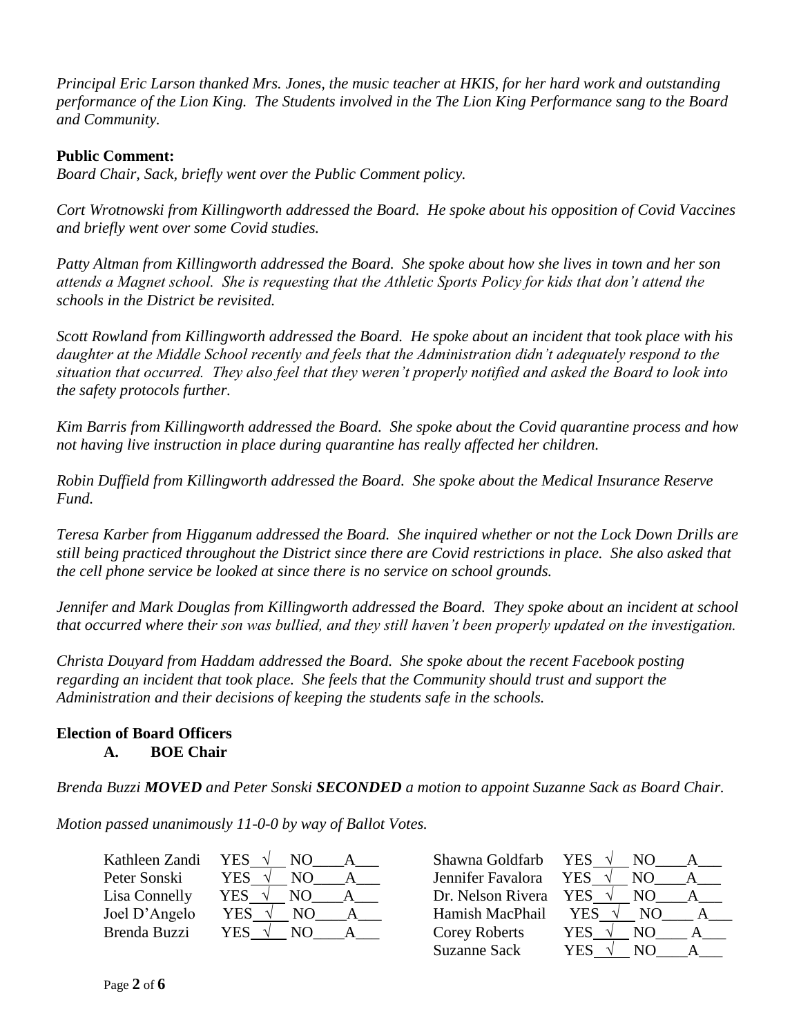*Principal Eric Larson thanked Mrs. Jones, the music teacher at HKIS, for her hard work and outstanding performance of the Lion King. The Students involved in the The Lion King Performance sang to the Board and Community.*

**Public Comment:**

*Board Chair, Sack, briefly went over the Public Comment policy.*

*Cort Wrotnowski from Killingworth addressed the Board. He spoke about his opposition of Covid Vaccines and briefly went over some Covid studies.*

*Patty Altman from Killingworth addressed the Board. She spoke about how she lives in town and her son attends a Magnet school. She is requesting that the Athletic Sports Policy for kids that don't attend the schools in the District be revisited.*

*Scott Rowland from Killingworth addressed the Board. He spoke about an incident that took place with his daughter at the Middle School recently and feels that the Administration didn't adequately respond to the situation that occurred. They also feel that they weren't properly notified and asked the Board to look into the safety protocols further.*

*Kim Barris from Killingworth addressed the Board. She spoke about the Covid quarantine process and how not having live instruction in place during quarantine has really affected her children.*

*Robin Duffield from Killingworth addressed the Board. She spoke about the Medical Insurance Reserve Fund.*

*Teresa Karber from Higganum addressed the Board. She inquired whether or not the Lock Down Drills are still being practiced throughout the District since there are Covid restrictions in place. She also asked that the cell phone service be looked at since there is no service on school grounds.*

*Jennifer and Mark Douglas from Killingworth addressed the Board. They spoke about an incident at school that occurred where their son was bullied, and they still haven't been properly updated on the investigation.*

*Christa Douyard from Haddam addressed the Board. She spoke about the recent Facebook posting regarding an incident that took place. She feels that the Community should trust and support the Administration and their decisions of keeping the students safe in the schools.*

**Election of Board Officers**

**A. BOE Chair**

*Brenda Buzzi **MOVED** and Peter Sonski **SECONDED** a motion to appoint Suzanne Sack as Board Chair.*

*Motion passed unanimously 11-0-0 by way of Ballot Votes.*

| Member | YES | NO | A | Member | YES | NO | A |
|---|---|---|---|---|---|---|---|
| Kathleen Zandi | √ | | | Shawna Goldfarb | √ | | |
| Peter Sonski | √ | | | Jennifer Favalora | √ | | |
| Lisa Connelly | √ | | | Dr. Nelson Rivera | √ | | |
| Joel D'Angelo | √ | | | Hamish MacPhail | √ | | |
| Brenda Buzzi | √ | | | Corey Roberts | √ | | |
| | | | | Suzanne Sack | √ | | |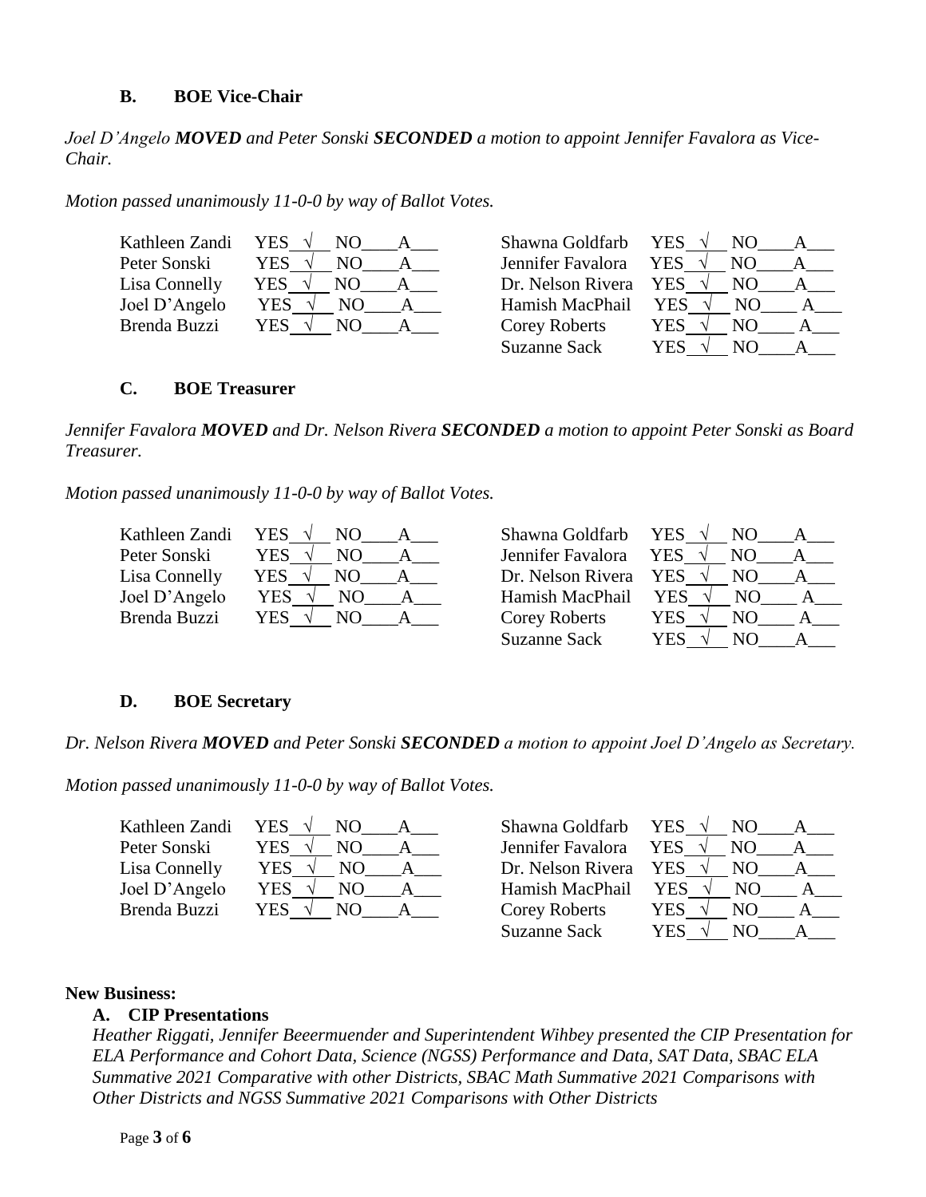### B. BOE Vice-Chair

*Joel D'Angelo **MOVED** and Peter Sonski **SECONDED** a motion to appoint Jennifer Favalora as Vice-Chair.*

*Motion passed unanimously 11-0-0 by way of Ballot Votes.*

| Member | YES | NO | A | Member | YES | NO | A |
|---|---|---|---|---|---|---|---|
| Kathleen Zandi | √ | | | Shawna Goldfarb | √ | | |
| Peter Sonski | √ | | | Jennifer Favalora | √ | | |
| Lisa Connelly | √ | | | Dr. Nelson Rivera | √ | | |
| Joel D'Angelo | √ | | | Hamish MacPhail | √ | | |
| Brenda Buzzi | √ | | | Corey Roberts | √ | | |
| | | | | Suzanne Sack | √ | | |

### C. BOE Treasurer

*Jennifer Favalora **MOVED** and Dr. Nelson Rivera **SECONDED** a motion to appoint Peter Sonski as Board Treasurer.*

*Motion passed unanimously 11-0-0 by way of Ballot Votes.*

| Member | YES | NO | A | Member | YES | NO | A |
|---|---|---|---|---|---|---|---|
| Kathleen Zandi | √ | | | Shawna Goldfarb | √ | | |
| Peter Sonski | √ | | | Jennifer Favalora | √ | | |
| Lisa Connelly | √ | | | Dr. Nelson Rivera | √ | | |
| Joel D'Angelo | √ | | | Hamish MacPhail | √ | | |
| Brenda Buzzi | √ | | | Corey Roberts | √ | | |
| | | | | Suzanne Sack | √ | | |

### D. BOE Secretary

*Dr. Nelson Rivera **MOVED** and Peter Sonski **SECONDED** a motion to appoint Joel D'Angelo as Secretary.*

*Motion passed unanimously 11-0-0 by way of Ballot Votes.*

| Member | YES | NO | A | Member | YES | NO | A |
|---|---|---|---|---|---|---|---|
| Kathleen Zandi | √ | | | Shawna Goldfarb | √ | | |
| Peter Sonski | √ | | | Jennifer Favalora | √ | | |
| Lisa Connelly | √ | | | Dr. Nelson Rivera | √ | | |
| Joel D'Angelo | √ | | | Hamish MacPhail | √ | | |
| Brenda Buzzi | √ | | | Corey Roberts | √ | | |
| | | | | Suzanne Sack | √ | | |

**New Business:**

**A. CIP Presentations**

*Heather Riggati, Jennifer Beeermuender and Superintendent Wihbey presented the CIP Presentation for ELA Performance and Cohort Data, Science (NGSS) Performance and Data, SAT Data, SBAC ELA Summative 2021 Comparative with other Districts, SBAC Math Summative 2021 Comparisons with Other Districts and NGSS Summative 2021 Comparisons with Other Districts*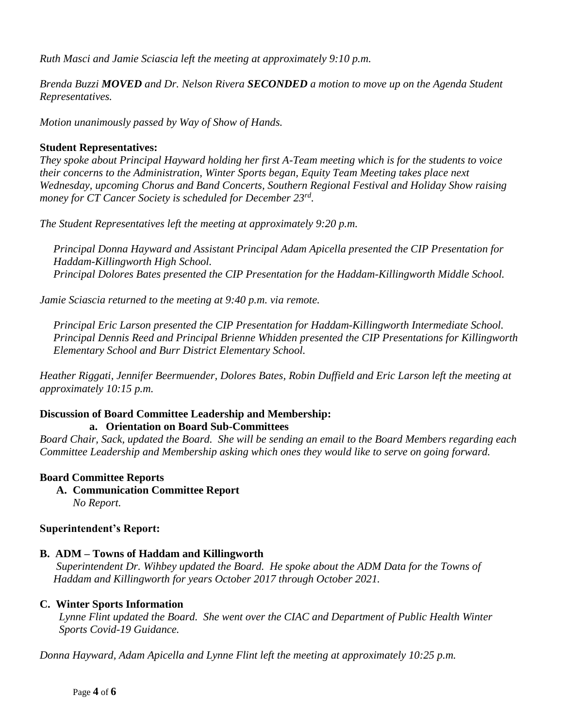*Ruth Masci and Jamie Sciascia left the meeting at approximately 9:10 p.m.*

*Brenda Buzzi **MOVED** and Dr. Nelson Rivera **SECONDED** a motion to move up on the Agenda Student Representatives.*

*Motion unanimously passed by Way of Show of Hands.*

**Student Representatives:**

*They spoke about Principal Hayward holding her first A-Team meeting which is for the students to voice their concerns to the Administration, Winter Sports began, Equity Team Meeting takes place next Wednesday, upcoming Chorus and Band Concerts, Southern Regional Festival and Holiday Show raising money for CT Cancer Society is scheduled for December 23rd.*

*The Student Representatives left the meeting at approximately 9:20 p.m.*

*Principal Donna Hayward and Assistant Principal Adam Apicella presented the CIP Presentation for Haddam-Killingworth High School.*
*Principal Dolores Bates presented the CIP Presentation for the Haddam-Killingworth Middle School.*

*Jamie Sciascia returned to the meeting at 9:40 p.m. via remote.*

*Principal Eric Larson presented the CIP Presentation for Haddam-Killingworth Intermediate School.*
*Principal Dennis Reed and Principal Brienne Whidden presented the CIP Presentations for Killingworth Elementary School and Burr District Elementary School.*

*Heather Riggati, Jennifer Beermuender, Dolores Bates, Robin Duffield and Eric Larson left the meeting at approximately 10:15 p.m.*

**Discussion of Board Committee Leadership and Membership:**

**a. Orientation on Board Sub-Committees**

*Board Chair, Sack, updated the Board. She will be sending an email to the Board Members regarding each Committee Leadership and Membership asking which ones they would like to serve on going forward.*

**Board Committee Reports**

**A. Communication Committee Report**
*No Report.*

**Superintendent's Report:**

**B. ADM – Towns of Haddam and Killingworth**
*Superintendent Dr. Wihbey updated the Board. He spoke about the ADM Data for the Towns of Haddam and Killingworth for years October 2017 through October 2021.*

**C. Winter Sports Information**
*Lynne Flint updated the Board. She went over the CIAC and Department of Public Health Winter Sports Covid-19 Guidance.*

*Donna Hayward, Adam Apicella and Lynne Flint left the meeting at approximately 10:25 p.m.*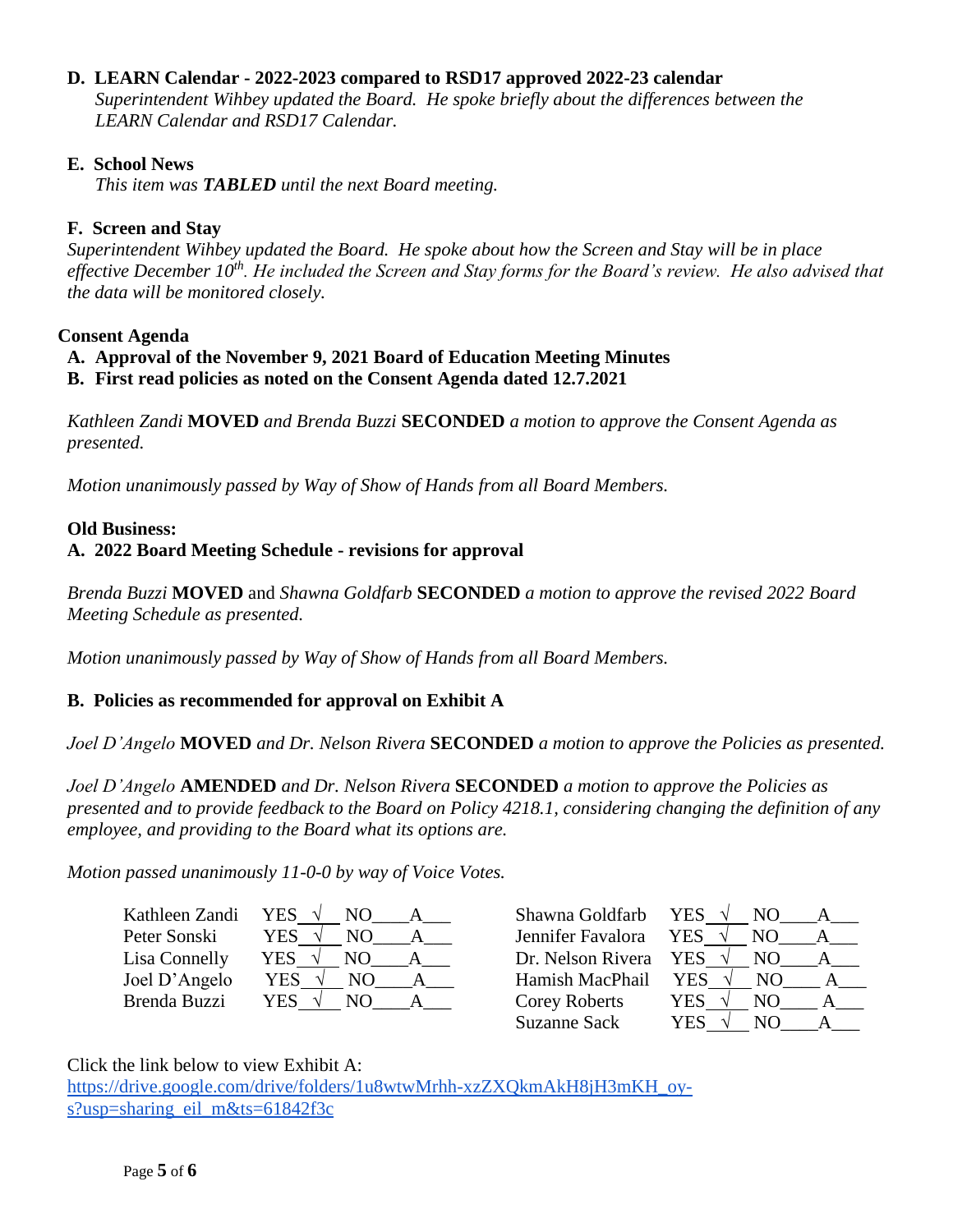**D. LEARN Calendar - 2022-2023 compared to RSD17 approved 2022-23 calendar**

*Superintendent Wihbey updated the Board. He spoke briefly about the differences between the LEARN Calendar and RSD17 Calendar.*

**E. School News**

*This item was **TABLED** until the next Board meeting.*

**F. Screen and Stay**

*Superintendent Wihbey updated the Board. He spoke about how the Screen and Stay will be in place effective December 10th. He included the Screen and Stay forms for the Board's review. He also advised that the data will be monitored closely.*

**Consent Agenda**

**A. Approval of the November 9, 2021 Board of Education Meeting Minutes**

**B. First read policies as noted on the Consent Agenda dated 12.7.2021**

*Kathleen Zandi* **MOVED** *and Brenda Buzzi* **SECONDED** *a motion to approve the Consent Agenda as presented.*

*Motion unanimously passed by Way of Show of Hands from all Board Members.*

**Old Business:**

**A. 2022 Board Meeting Schedule - revisions for approval**

*Brenda Buzzi* **MOVED** and *Shawna Goldfarb* **SECONDED** *a motion to approve the revised 2022 Board Meeting Schedule as presented.*

*Motion unanimously passed by Way of Show of Hands from all Board Members.*

**B. Policies as recommended for approval on Exhibit A**

*Joel D'Angelo* **MOVED** *and Dr. Nelson Rivera* **SECONDED** *a motion to approve the Policies as presented.*

*Joel D'Angelo* **AMENDED** *and Dr. Nelson Rivera* **SECONDED** *a motion to approve the Policies as presented and to provide feedback to the Board on Policy 4218.1, considering changing the definition of any employee, and providing to the Board what its options are.*

*Motion passed unanimously 11-0-0 by way of Voice Votes.*

| Member | YES | NO | A |
|---|---|---|---|
| Kathleen Zandi | √ | | |
| Peter Sonski | √ | | |
| Lisa Connelly | √ | | |
| Joel D'Angelo | √ | | |
| Brenda Buzzi | √ | | |
| Shawna Goldfarb | √ | | |
| Jennifer Favalora | √ | | |
| Dr. Nelson Rivera | √ | | |
| Hamish MacPhail | √ | | |
| Corey Roberts | √ | | |
| Suzanne Sack | √ | | |

Click the link below to view Exhibit A:
https://drive.google.com/drive/folders/1u8wtwMrhh-xzZXQkmAkH8jH3mKH_oy-s?usp=sharing_eil_m&ts=61842f3c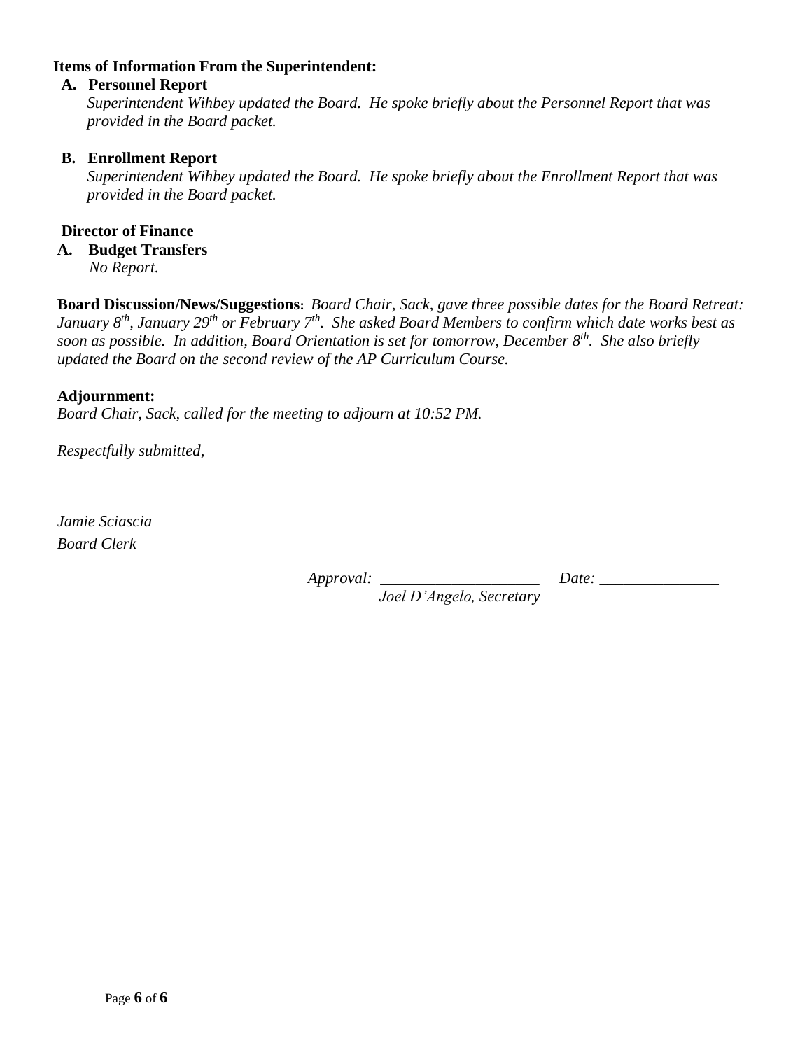**Items of Information From the Superintendent:**

**A. Personnel Report**

*Superintendent Wihbey updated the Board. He spoke briefly about the Personnel Report that was provided in the Board packet.*

**B. Enrollment Report**

*Superintendent Wihbey updated the Board. He spoke briefly about the Enrollment Report that was provided in the Board packet.*

**Director of Finance**

**A. Budget Transfers**

*No Report.*

**Board Discussion/News/Suggestions:** *Board Chair, Sack, gave three possible dates for the Board Retreat: January 8th, January 29th or February 7th. She asked Board Members to confirm which date works best as soon as possible. In addition, Board Orientation is set for tomorrow, December 8th. She also briefly updated the Board on the second review of the AP Curriculum Course.*

**Adjournment:**

*Board Chair, Sack, called for the meeting to adjourn at 10:52 PM.*

*Respectfully submitted,*

*Jamie Sciascia*
*Board Clerk*

*Approval:* ____________________ *Date:* _______________
*Joel D'Angelo, Secretary*